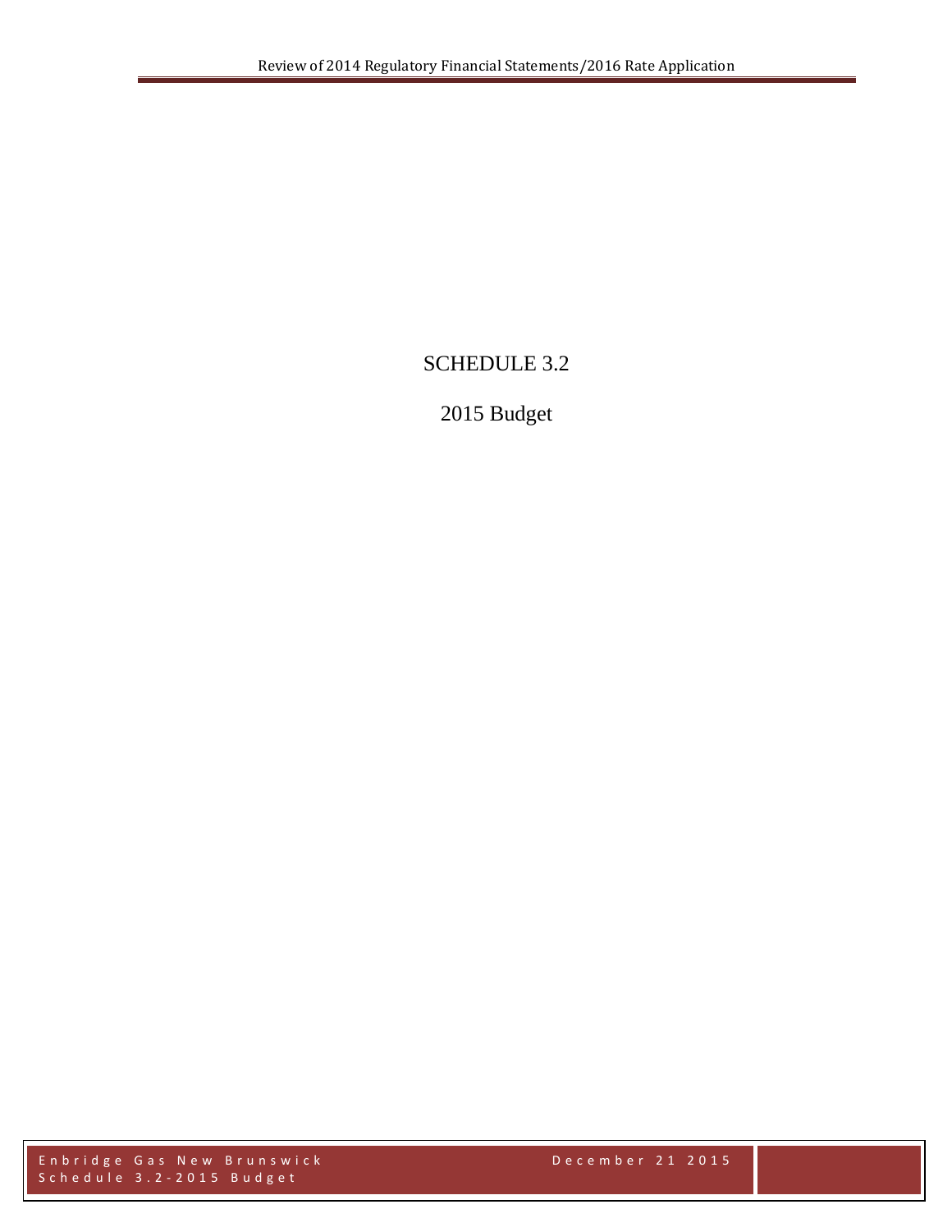# SCHEDULE 3.2

## 2015 Budget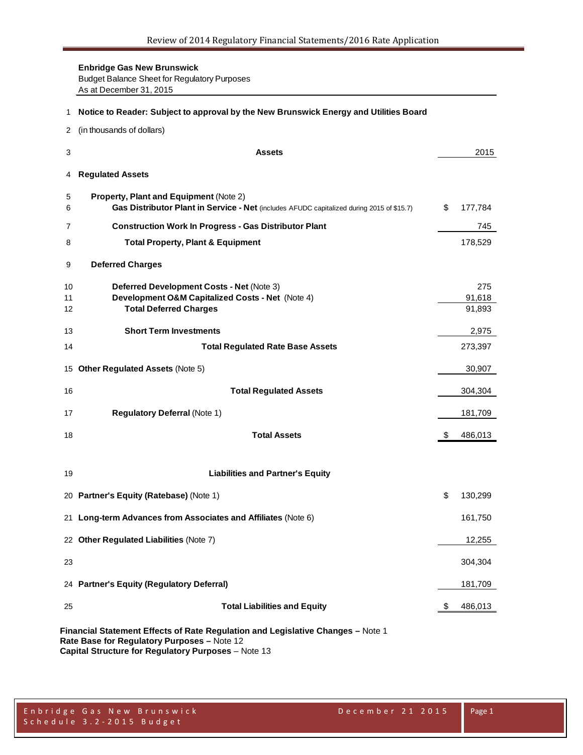**Enbridge Gas New Brunswick**
Budget Balance Sheet for Regulatory Purposes
As at December 31, 2015

| Line | | | 2015 |
|---|---|---|---|
| 1 | **Notice to Reader: Subject to approval by the New Brunswick Energy and Utilities Board** | | |
| 2 | (in thousands of dollars) | | |
| 3 | **Assets** | | 2015 |
| 4 | **Regulated Assets** | | |
| 5 | **Property, Plant and Equipment** (Note 2) | | |
| 6 | **Gas Distributor Plant in Service - Net** (includes AFUDC capitalized during 2015 of $15.7) | $ | 177,784 |
| 7 | **Construction Work In Progress - Gas Distributor Plant** | | 745 |
| 8 | **Total Property, Plant & Equipment** | | 178,529 |
| 9 | **Deferred Charges** | | |
| 10 | **Deferred Development Costs - Net** (Note 3) | | 275 |
| 11 | **Development O&M Capitalized Costs - Net** (Note 4) | | 91,618 |
| 12 | **Total Deferred Charges** | | 91,893 |
| 13 | **Short Term Investments** | | 2,975 |
| 14 | **Total Regulated Rate Base Assets** | | 273,397 |
| 15 | **Other Regulated Assets** (Note 5) | | 30,907 |
| 16 | **Total Regulated Assets** | | 304,304 |
| 17 | **Regulatory Deferral** (Note 1) | | 181,709 |
| 18 | **Total Assets** | $ | 486,013 |
| 19 | **Liabilities and Partner's Equity** | | |
| 20 | **Partner's Equity (Ratebase)** (Note 1) | $ | 130,299 |
| 21 | **Long-term Advances from Associates and Affiliates** (Note 6) | | 161,750 |
| 22 | **Other Regulated Liabilities** (Note 7) | | 12,255 |
| 23 | | | 304,304 |
| 24 | **Partner's Equity (Regulatory Deferral)** | | 181,709 |
| 25 | **Total Liabilities and Equity** | $ | 486,013 |

**Financial Statement Effects of Rate Regulation and Legislative Changes –** Note 1
**Rate Base for Regulatory Purposes –** Note 12
**Capital Structure for Regulatory Purposes** – Note 13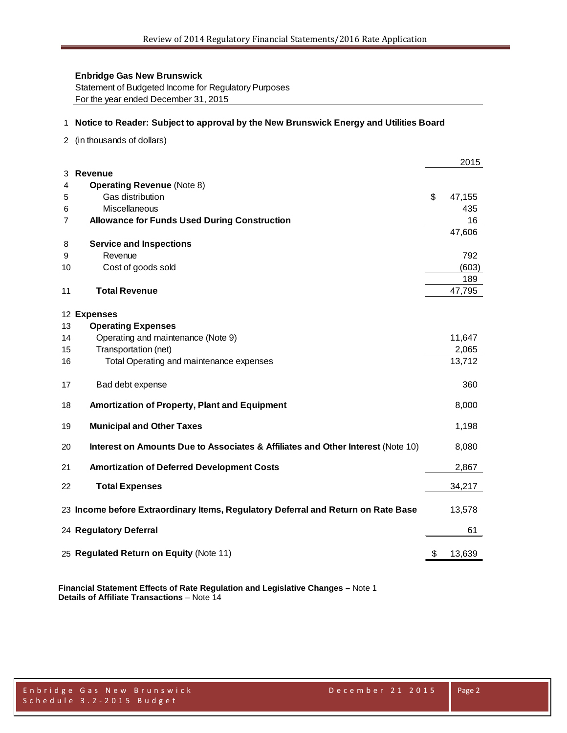**Enbridge Gas New Brunswick**
Statement of Budgeted Income for Regulatory Purposes
For the year ended December 31, 2015

| | | 2015 |
|---|---|---|
| 1 | **Notice to Reader: Subject to approval by the New Brunswick Energy and Utilities Board** | |
| 2 | (in thousands of dollars) | |
| 3 | **Revenue** | |
| 4 | **Operating Revenue** (Note 8) | |
| 5 | Gas distribution | $ 47,155 |
| 6 | Miscellaneous | 435 |
| 7 | **Allowance for Funds Used During Construction** | 16 |
| | | 47,606 |
| 8 | **Service and Inspections** | |
| 9 | Revenue | 792 |
| 10 | Cost of goods sold | (603) |
| | | 189 |
| 11 | **Total Revenue** | 47,795 |
| 12 | **Expenses** | |
| 13 | **Operating Expenses** | |
| 14 | Operating and maintenance (Note 9) | 11,647 |
| 15 | Transportation (net) | 2,065 |
| 16 | Total Operating and maintenance expenses | 13,712 |
| 17 | Bad debt expense | 360 |
| 18 | **Amortization of Property, Plant and Equipment** | 8,000 |
| 19 | **Municipal and Other Taxes** | 1,198 |
| 20 | **Interest on Amounts Due to Associates & Affiliates and Other Interest** (Note 10) | 8,080 |
| 21 | **Amortization of Deferred Development Costs** | 2,867 |
| 22 | **Total Expenses** | 34,217 |
| 23 | **Income before Extraordinary Items, Regulatory Deferral and Return on Rate Base** | 13,578 |
| 24 | **Regulatory Deferral** | 61 |
| 25 | **Regulated Return on Equity** (Note 11) | $ 13,639 |

**Financial Statement Effects of Rate Regulation and Legislative Changes –** Note 1
**Details of Affiliate Transactions** – Note 14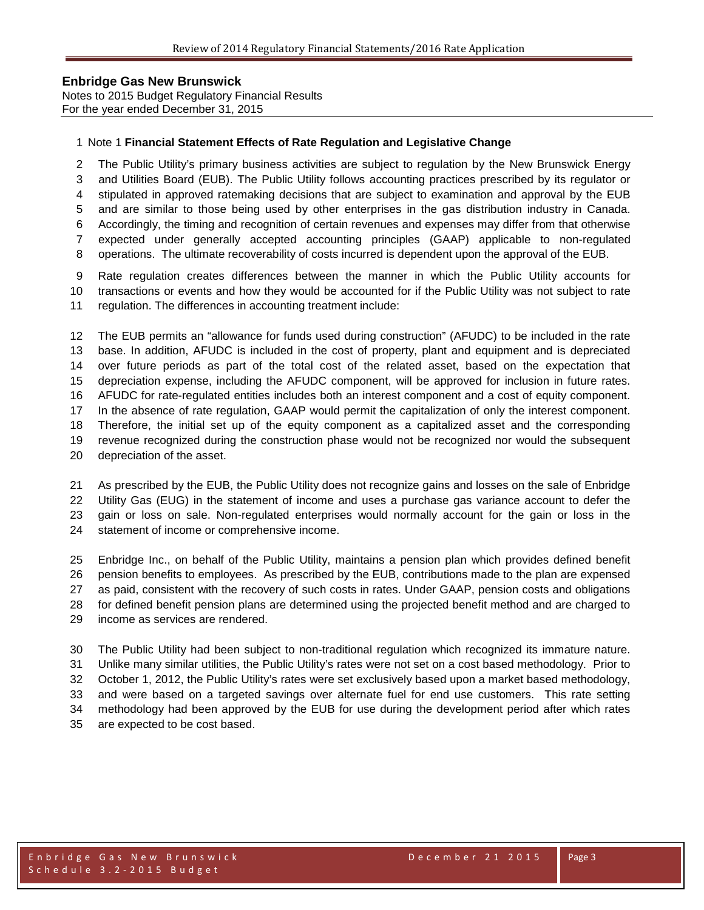**Enbridge Gas New Brunswick**
Notes to 2015 Budget Regulatory Financial Results
For the year ended December 31, 2015

Note 1 **Financial Statement Effects of Rate Regulation and Legislative Change**

The Public Utility's primary business activities are subject to regulation by the New Brunswick Energy and Utilities Board (EUB). The Public Utility follows accounting practices prescribed by its regulator or stipulated in approved ratemaking decisions that are subject to examination and approval by the EUB and are similar to those being used by other enterprises in the gas distribution industry in Canada. Accordingly, the timing and recognition of certain revenues and expenses may differ from that otherwise expected under generally accepted accounting principles (GAAP) applicable to non-regulated operations. The ultimate recoverability of costs incurred is dependent upon the approval of the EUB.

Rate regulation creates differences between the manner in which the Public Utility accounts for transactions or events and how they would be accounted for if the Public Utility was not subject to rate regulation. The differences in accounting treatment include:

The EUB permits an "allowance for funds used during construction" (AFUDC) to be included in the rate base. In addition, AFUDC is included in the cost of property, plant and equipment and is depreciated over future periods as part of the total cost of the related asset, based on the expectation that depreciation expense, including the AFUDC component, will be approved for inclusion in future rates. AFUDC for rate-regulated entities includes both an interest component and a cost of equity component. In the absence of rate regulation, GAAP would permit the capitalization of only the interest component. Therefore, the initial set up of the equity component as a capitalized asset and the corresponding revenue recognized during the construction phase would not be recognized nor would the subsequent depreciation of the asset.

As prescribed by the EUB, the Public Utility does not recognize gains and losses on the sale of Enbridge Utility Gas (EUG) in the statement of income and uses a purchase gas variance account to defer the gain or loss on sale. Non-regulated enterprises would normally account for the gain or loss in the statement of income or comprehensive income.

Enbridge Inc., on behalf of the Public Utility, maintains a pension plan which provides defined benefit pension benefits to employees. As prescribed by the EUB, contributions made to the plan are expensed as paid, consistent with the recovery of such costs in rates. Under GAAP, pension costs and obligations for defined benefit pension plans are determined using the projected benefit method and are charged to income as services are rendered.

The Public Utility had been subject to non-traditional regulation which recognized its immature nature. Unlike many similar utilities, the Public Utility's rates were not set on a cost based methodology. Prior to October 1, 2012, the Public Utility's rates were set exclusively based upon a market based methodology, and were based on a targeted savings over alternate fuel for end use customers. This rate setting methodology had been approved by the EUB for use during the development period after which rates are expected to be cost based.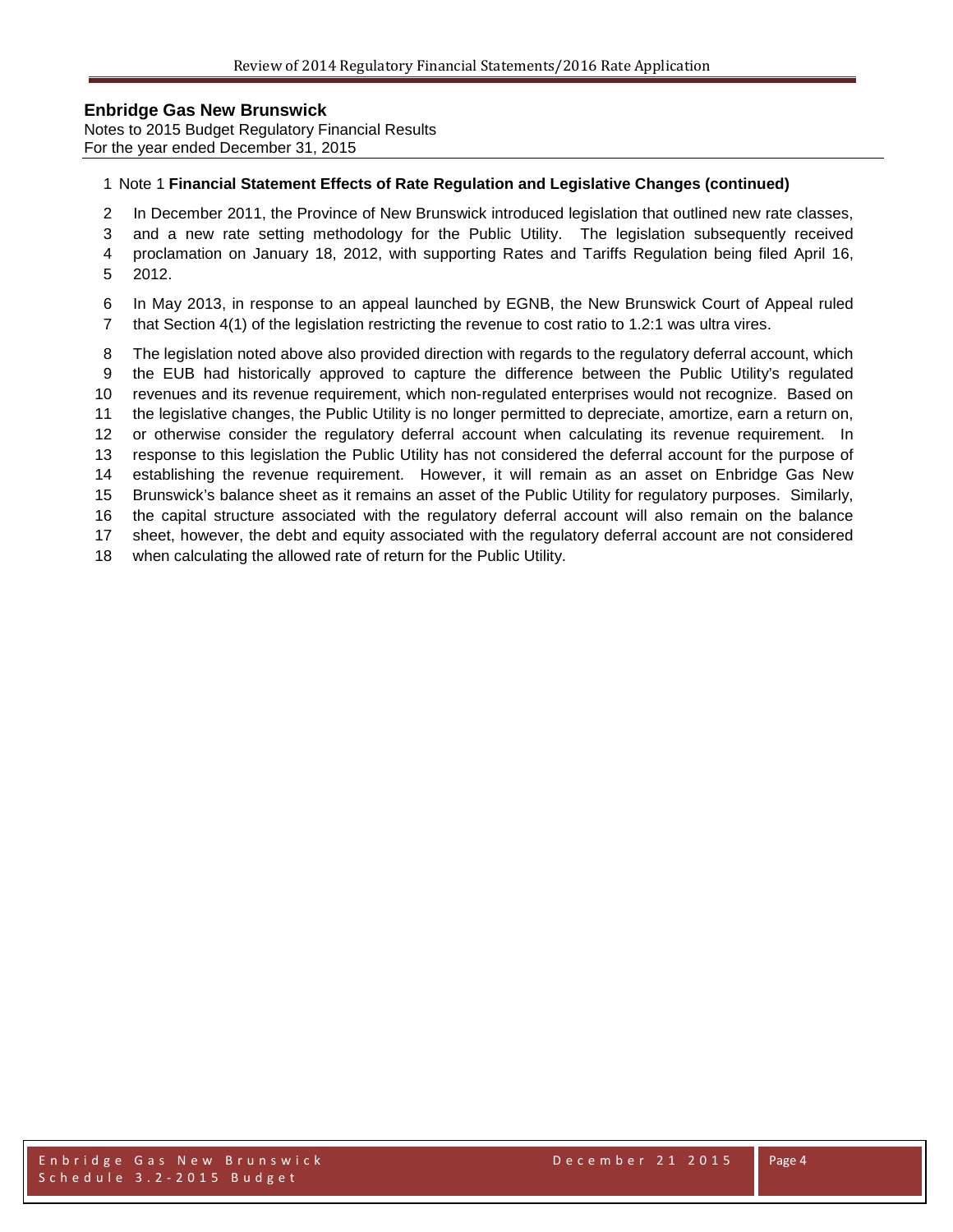**Enbridge Gas New Brunswick**
Notes to 2015 Budget Regulatory Financial Results
For the year ended December 31, 2015

Note 1 **Financial Statement Effects of Rate Regulation and Legislative Changes (continued)**

In December 2011, the Province of New Brunswick introduced legislation that outlined new rate classes, and a new rate setting methodology for the Public Utility. The legislation subsequently received proclamation on January 18, 2012, with supporting Rates and Tariffs Regulation being filed April 16, 2012.

In May 2013, in response to an appeal launched by EGNB, the New Brunswick Court of Appeal ruled that Section 4(1) of the legislation restricting the revenue to cost ratio to 1.2:1 was ultra vires.

The legislation noted above also provided direction with regards to the regulatory deferral account, which the EUB had historically approved to capture the difference between the Public Utility's regulated revenues and its revenue requirement, which non-regulated enterprises would not recognize. Based on the legislative changes, the Public Utility is no longer permitted to depreciate, amortize, earn a return on, or otherwise consider the regulatory deferral account when calculating its revenue requirement. In response to this legislation the Public Utility has not considered the deferral account for the purpose of establishing the revenue requirement. However, it will remain as an asset on Enbridge Gas New Brunswick's balance sheet as it remains an asset of the Public Utility for regulatory purposes. Similarly, the capital structure associated with the regulatory deferral account will also remain on the balance sheet, however, the debt and equity associated with the regulatory deferral account are not considered when calculating the allowed rate of return for the Public Utility.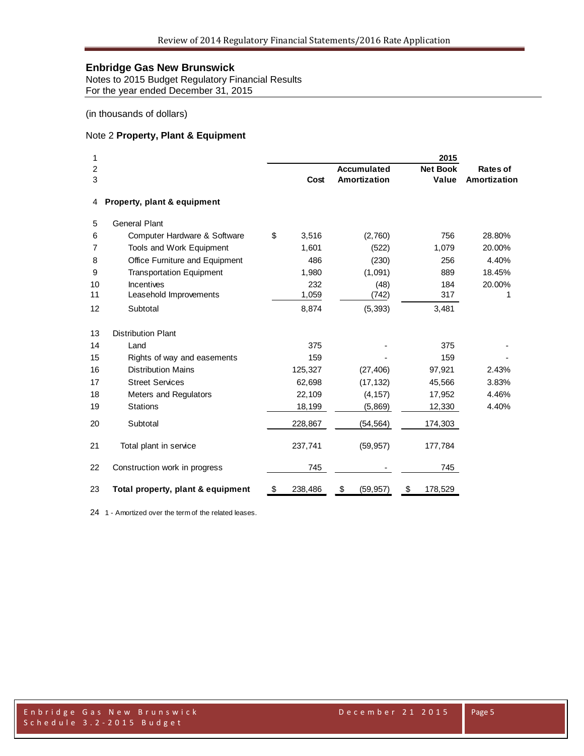## Enbridge Gas New Brunswick

Notes to 2015 Budget Regulatory Financial Results
For the year ended December 31, 2015

(in thousands of dollars)

### Note 2 **Property, Plant & Equipment**

| | | | | 2015 | |
|---|---|---|---|---|---|
| | | Cost | Accumulated Amortization | Net Book Value | Rates of Amortization |
| 4 | **Property, plant & equipment** | | | | |
| 5 | General Plant | | | | |
| 6 | Computer Hardware & Software | $ 3,516 | (2,760) | 756 | 28.80% |
| 7 | Tools and Work Equipment | 1,601 | (522) | 1,079 | 20.00% |
| 8 | Office Furniture and Equipment | 486 | (230) | 256 | 4.40% |
| 9 | Transportation Equipment | 1,980 | (1,091) | 889 | 18.45% |
| 10 | Incentives | 232 | (48) | 184 | 20.00% |
| 11 | Leasehold Improvements | 1,059 | (742) | 317 | 1 |
| 12 | Subtotal | 8,874 | (5,393) | 3,481 | |
| 13 | Distribution Plant | | | | |
| 14 | Land | 375 | - | 375 | - |
| 15 | Rights of way and easements | 159 | - | 159 | - |
| 16 | Distribution Mains | 125,327 | (27,406) | 97,921 | 2.43% |
| 17 | Street Services | 62,698 | (17,132) | 45,566 | 3.83% |
| 18 | Meters and Regulators | 22,109 | (4,157) | 17,952 | 4.46% |
| 19 | Stations | 18,199 | (5,869) | 12,330 | 4.40% |
| 20 | Subtotal | 228,867 | (54,564) | 174,303 | |
| 21 | Total plant in service | 237,741 | (59,957) | 177,784 | |
| 22 | Construction work in progress | 745 | - | 745 | |
| 23 | **Total property, plant & equipment** | $ 238,486 | $ (59,957) | $ 178,529 | |

24 1 - Amortized over the term of the related leases.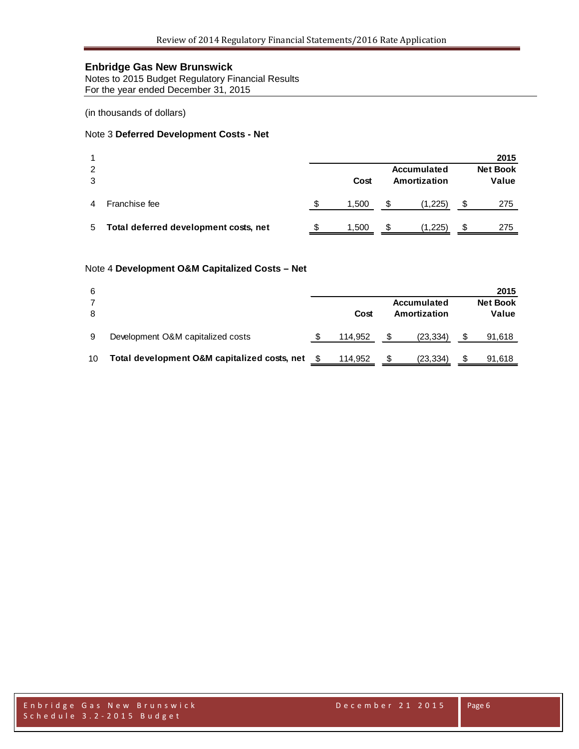**Enbridge Gas New Brunswick**
Notes to 2015 Budget Regulatory Financial Results
For the year ended December 31, 2015

(in thousands of dollars)

Note 3 **Deferred Development Costs - Net**

| | | | 2015 | |
|---|---|---|---|---|
| | | Cost | Accumulated Amortization | Net Book Value |
| 4 | Franchise fee | $ 1,500 | $ (1,225) | $ 275 |
| 5 | **Total deferred development costs, net** | $ 1,500 | $ (1,225) | $ 275 |

Note 4 **Development O&M Capitalized Costs – Net**

| | | | 2015 | |
|---|---|---|---|---|
| | | Cost | Accumulated Amortization | Net Book Value |
| 9 | Development O&M capitalized costs | $ 114,952 | $ (23,334) | $ 91,618 |
| 10 | **Total development O&M capitalized costs, net** | $ 114,952 | $ (23,334) | $ 91,618 |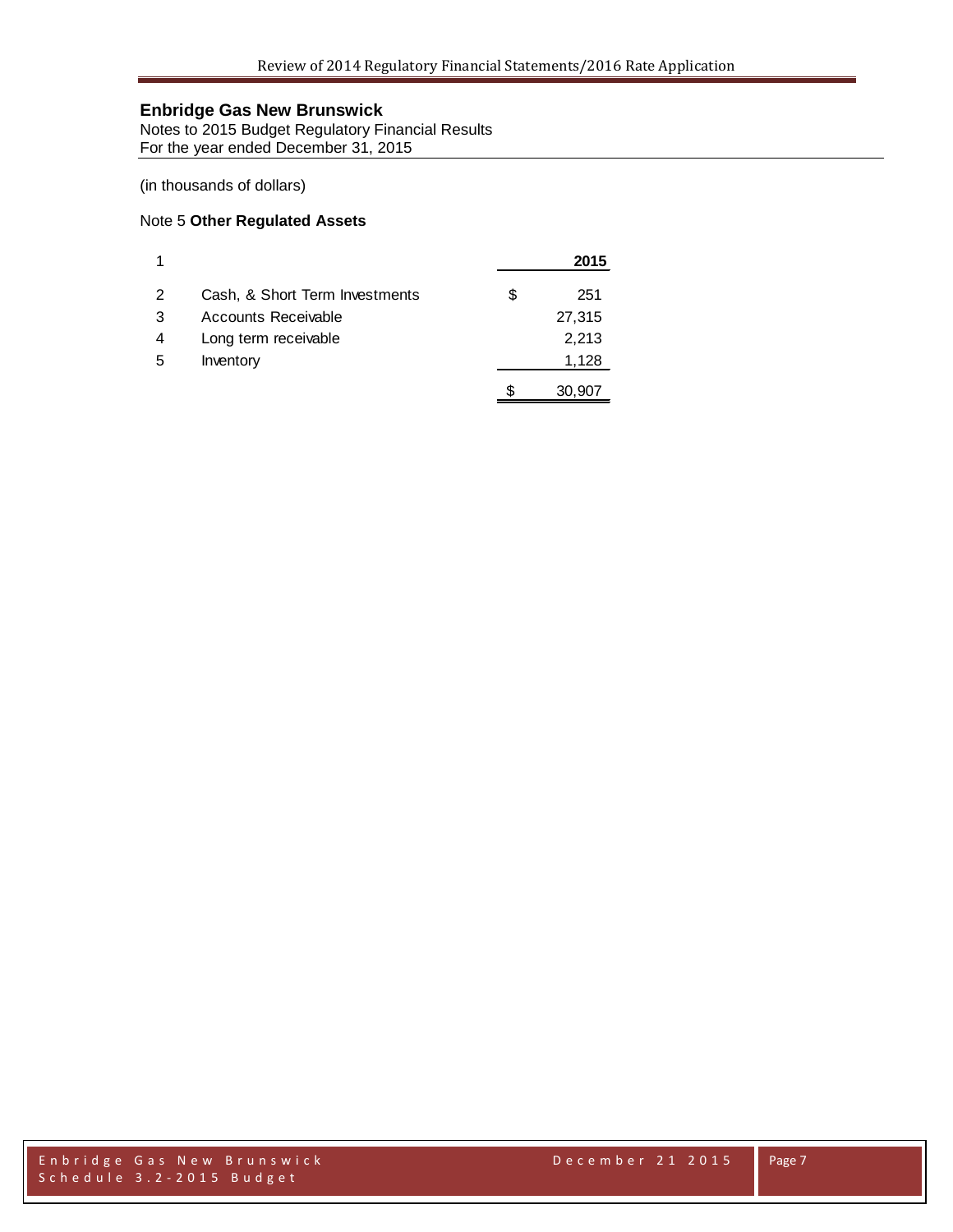## Enbridge Gas New Brunswick

Notes to 2015 Budget Regulatory Financial Results
For the year ended December 31, 2015

(in thousands of dollars)

### Note 5 **Other Regulated Assets**

| 1 | | | **2015** |
|---|---|---|---|
| 2 | Cash, & Short Term Investments | $ | 251 |
| 3 | Accounts Receivable | | 27,315 |
| 4 | Long term receivable | | 2,213 |
| 5 | Inventory | | 1,128 |
| | | $ | 30,907 |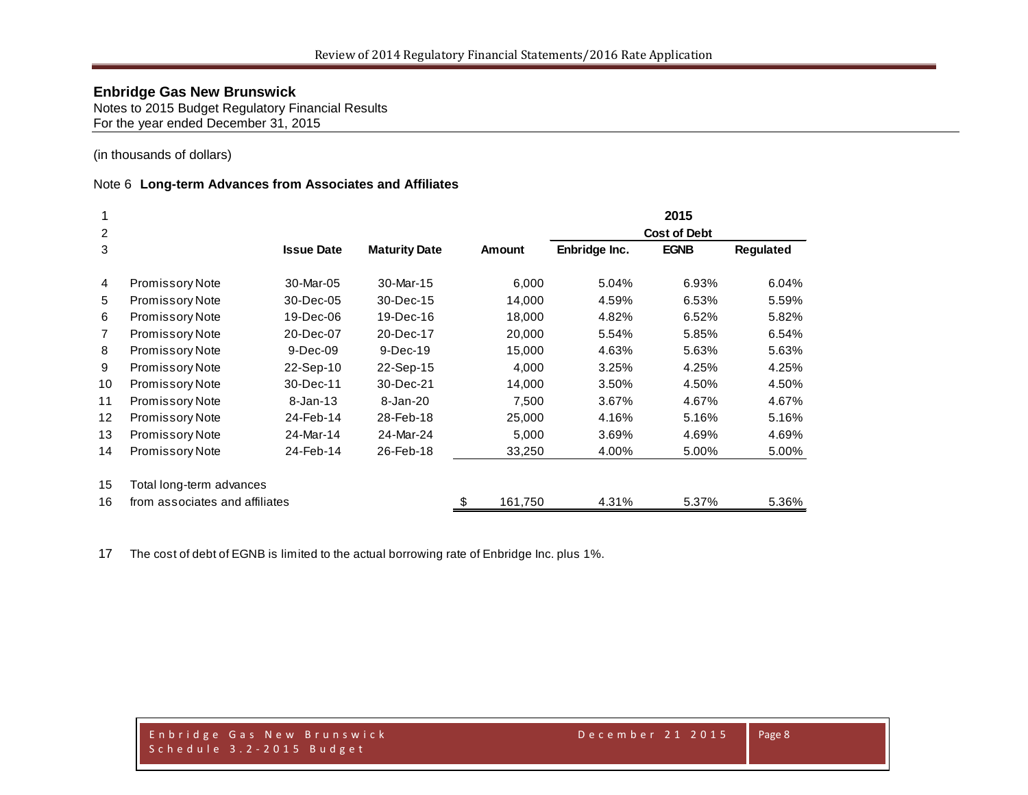**Enbridge Gas New Brunswick**
Notes to 2015 Budget Regulatory Financial Results
For the year ended December 31, 2015

(in thousands of dollars)

Note 6 **Long-term Advances from Associates and Affiliates**

| | | | | | 2015 | | |
|---|---|---|---|---|---|---|---|
| | | | | | Cost of Debt | | |
| | | **Issue Date** | **Maturity Date** | **Amount** | **Enbridge Inc.** | **EGNB** | **Regulated** |
| 4 | Promissory Note | 30-Mar-05 | 30-Mar-15 | 6,000 | 5.04% | 6.93% | 6.04% |
| 5 | Promissory Note | 30-Dec-05 | 30-Dec-15 | 14,000 | 4.59% | 6.53% | 5.59% |
| 6 | Promissory Note | 19-Dec-06 | 19-Dec-16 | 18,000 | 4.82% | 6.52% | 5.82% |
| 7 | Promissory Note | 20-Dec-07 | 20-Dec-17 | 20,000 | 5.54% | 5.85% | 6.54% |
| 8 | Promissory Note | 9-Dec-09 | 9-Dec-19 | 15,000 | 4.63% | 5.63% | 5.63% |
| 9 | Promissory Note | 22-Sep-10 | 22-Sep-15 | 4,000 | 3.25% | 4.25% | 4.25% |
| 10 | Promissory Note | 30-Dec-11 | 30-Dec-21 | 14,000 | 3.50% | 4.50% | 4.50% |
| 11 | Promissory Note | 8-Jan-13 | 8-Jan-20 | 7,500 | 3.67% | 4.67% | 4.67% |
| 12 | Promissory Note | 24-Feb-14 | 28-Feb-18 | 25,000 | 4.16% | 5.16% | 5.16% |
| 13 | Promissory Note | 24-Mar-14 | 24-Mar-24 | 5,000 | 3.69% | 4.69% | 4.69% |
| 14 | Promissory Note | 24-Feb-14 | 26-Feb-18 | 33,250 | 4.00% | 5.00% | 5.00% |
| 15 | Total long-term advances | | | | | | |
| 16 | from associates and affiliates | | | $ 161,750 | 4.31% | 5.37% | 5.36% |

17 The cost of debt of EGNB is limited to the actual borrowing rate of Enbridge Inc. plus 1%.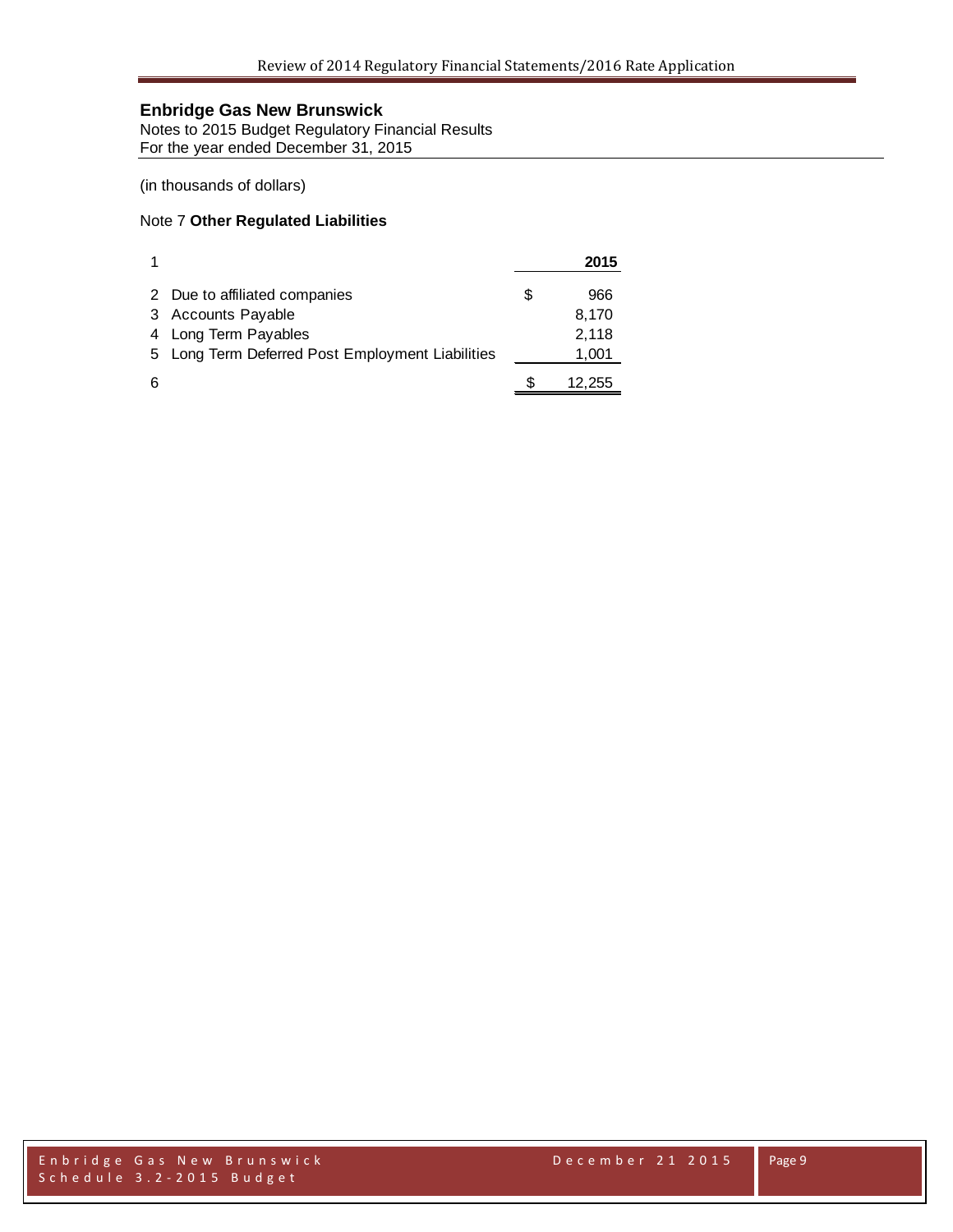**Enbridge Gas New Brunswick**
Notes to 2015 Budget Regulatory Financial Results
For the year ended December 31, 2015

(in thousands of dollars)

Note 7 **Other Regulated Liabilities**

| 1 | | | **2015** |
|---|---|---|---|
| 2 | Due to affiliated companies | $ | 966 |
| 3 | Accounts Payable | | 8,170 |
| 4 | Long Term Payables | | 2,118 |
| 5 | Long Term Deferred Post Employment Liabilities | | 1,001 |
| 6 | | $ | 12,255 |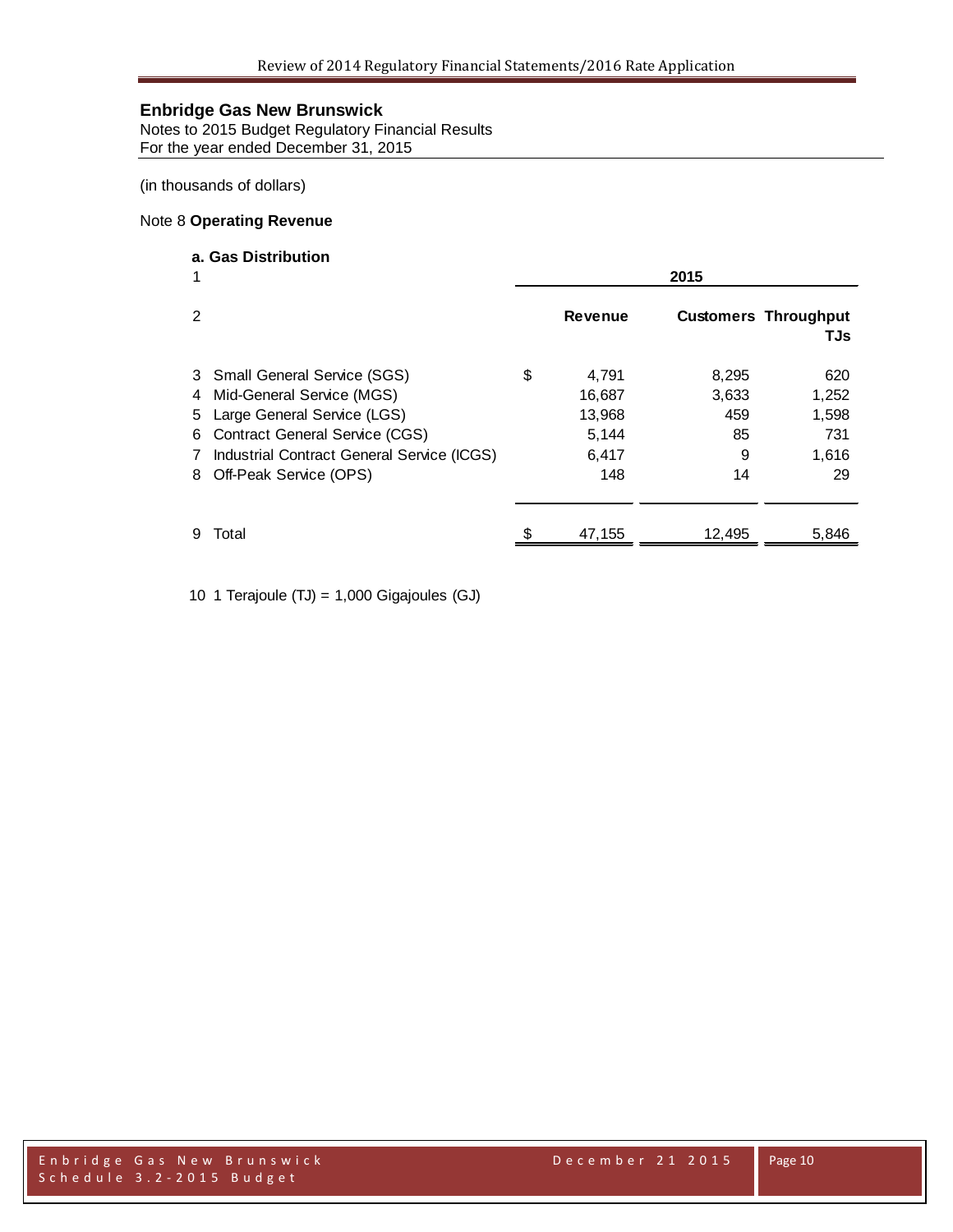## Enbridge Gas New Brunswick

Notes to 2015 Budget Regulatory Financial Results
For the year ended December 31, 2015

(in thousands of dollars)

Note 8 **Operating Revenue**

**a. Gas Distribution**

| | | 2015 | | |
|---|---|---|---|---|
| | | **Revenue** | **Customers** | **Throughput TJs** |
| 3 | Small General Service (SGS) | $ 4,791 | 8,295 | 620 |
| 4 | Mid-General Service (MGS) | 16,687 | 3,633 | 1,252 |
| 5 | Large General Service (LGS) | 13,968 | 459 | 1,598 |
| 6 | Contract General Service (CGS) | 5,144 | 85 | 731 |
| 7 | Industrial Contract General Service (ICGS) | 6,417 | 9 | 1,616 |
| 8 | Off-Peak Service (OPS) | 148 | 14 | 29 |
| 9 | Total | $ 47,155 | 12,495 | 5,846 |

10 1 Terajoule (TJ) = 1,000 Gigajoules (GJ)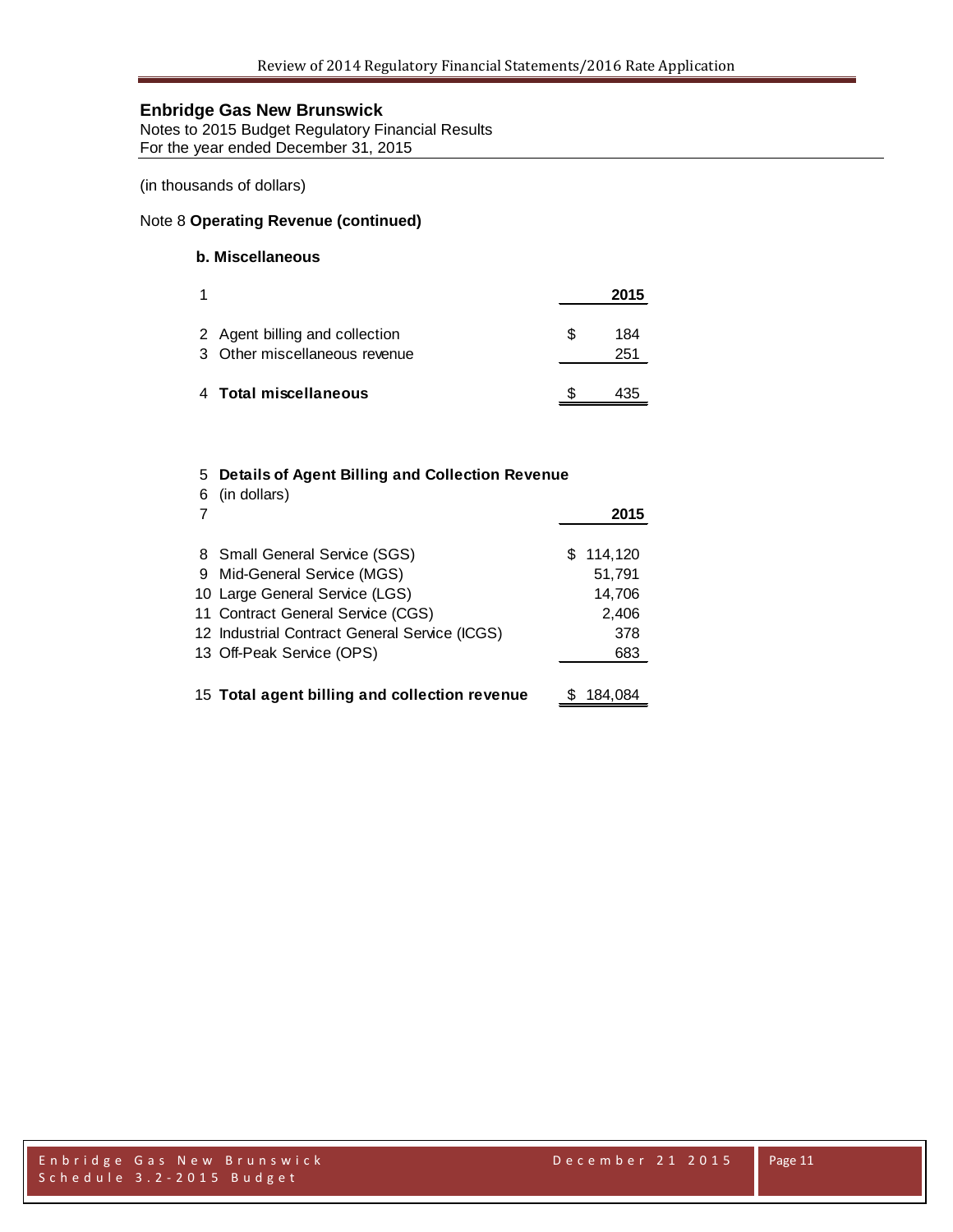## Enbridge Gas New Brunswick

Notes to 2015 Budget Regulatory Financial Results
For the year ended December 31, 2015

(in thousands of dollars)

Note 8 **Operating Revenue (continued)**

### b. Miscellaneous

| 1 | | | 2015 |
|---|---|---|---|
| 2 | Agent billing and collection | $ | 184 |
| 3 | Other miscellaneous revenue | | 251 |
| 4 | **Total miscellaneous** | $ | 435 |

| 5 | **Details of Agent Billing and Collection Revenue** | |
|---|---|---|
| 6 | (in dollars) | |
| 7 | | **2015** |
| 8 | Small General Service (SGS) | $ 114,120 |
| 9 | Mid-General Service (MGS) | 51,791 |
| 10 | Large General Service (LGS) | 14,706 |
| 11 | Contract General Service (CGS) | 2,406 |
| 12 | Industrial Contract General Service (ICGS) | 378 |
| 13 | Off-Peak Service (OPS) | 683 |
| 15 | **Total agent billing and collection revenue** | $ 184,084 |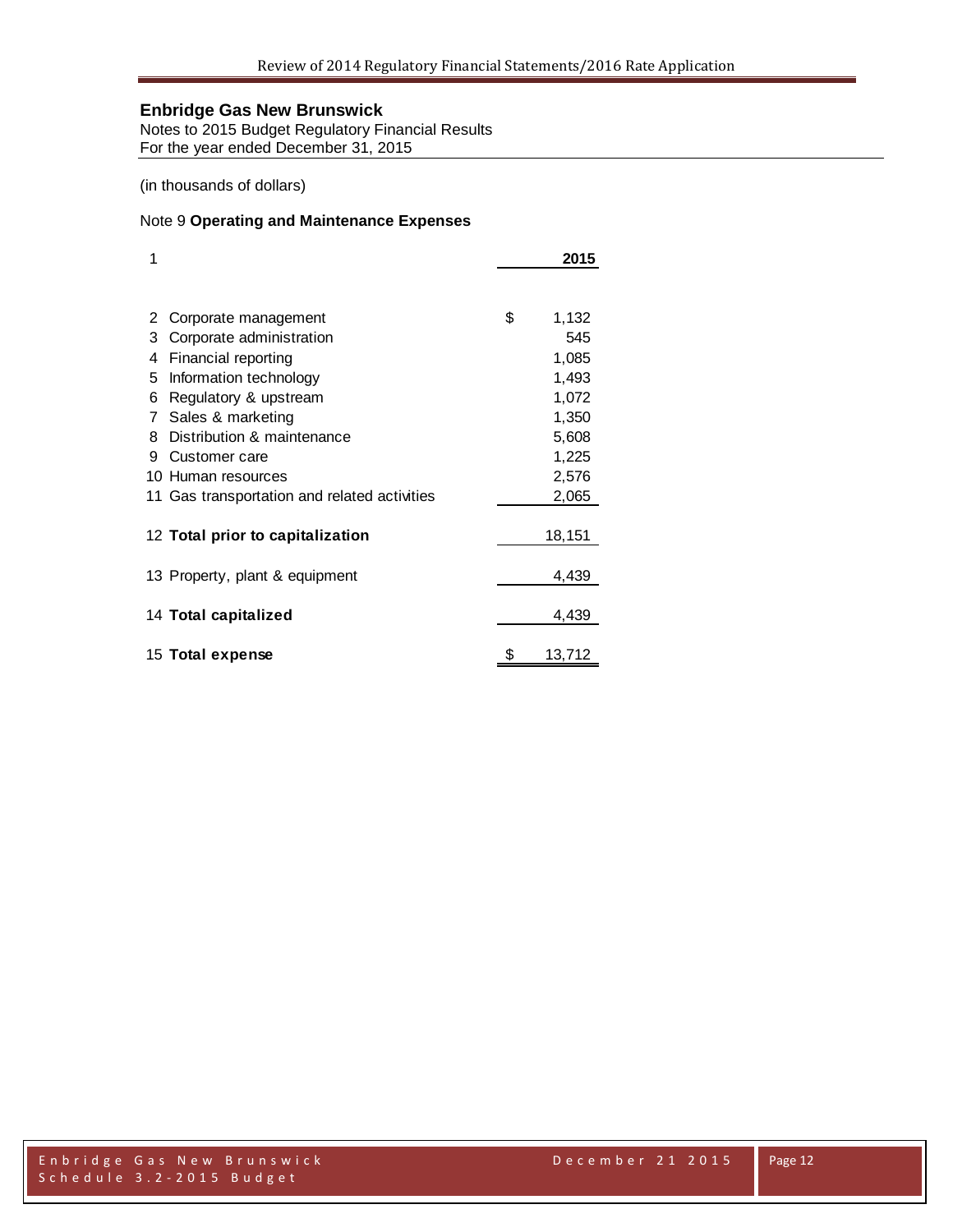## Enbridge Gas New Brunswick

Notes to 2015 Budget Regulatory Financial Results
For the year ended December 31, 2015

(in thousands of dollars)

### Note 9 **Operating and Maintenance Expenses**

| 1 | | 2015 |
|---|---|---|
| 2 | Corporate management | $ 1,132 |
| 3 | Corporate administration | 545 |
| 4 | Financial reporting | 1,085 |
| 5 | Information technology | 1,493 |
| 6 | Regulatory & upstream | 1,072 |
| 7 | Sales & marketing | 1,350 |
| 8 | Distribution & maintenance | 5,608 |
| 9 | Customer care | 1,225 |
| 10 | Human resources | 2,576 |
| 11 | Gas transportation and related activities | 2,065 |
| 12 | **Total prior to capitalization** | 18,151 |
| 13 | Property, plant & equipment | 4,439 |
| 14 | **Total capitalized** | 4,439 |
| 15 | **Total expense** | $ 13,712 |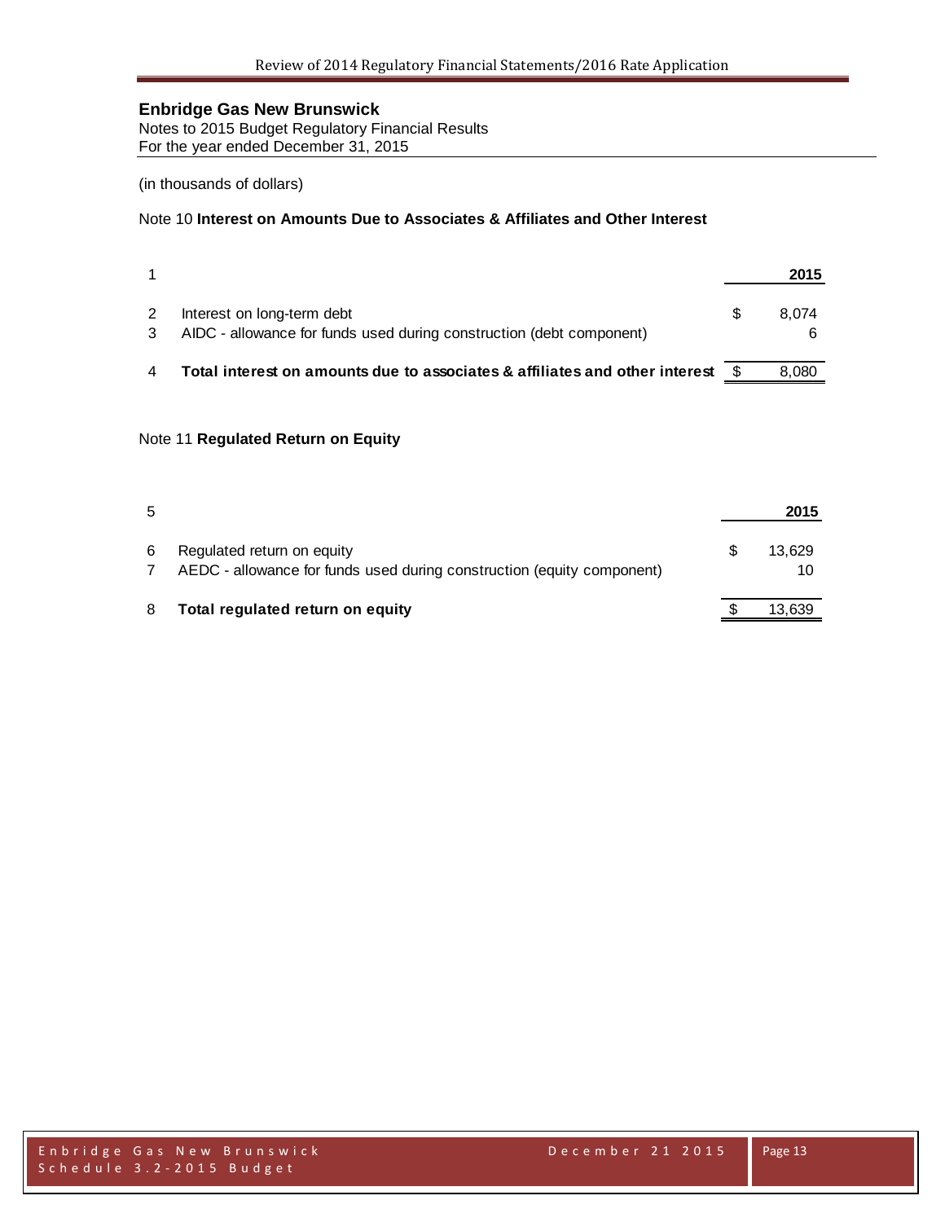**Enbridge Gas New Brunswick**
Notes to 2015 Budget Regulatory Financial Results
For the year ended December 31, 2015

(in thousands of dollars)

Note 10 **Interest on Amounts Due to Associates & Affiliates and Other Interest**

| | | | 2015 |
|---|---|---|---|
| 1 | | | |
| 2 | Interest on long-term debt | $ | 8,074 |
| 3 | AIDC - allowance for funds used during construction (debt component) | | 6 |
| 4 | **Total interest on amounts due to associates & affiliates and other interest** | $ | 8,080 |

Note 11 **Regulated Return on Equity**

| | | | 2015 |
|---|---|---|---|
| 5 | | | |
| 6 | Regulated return on equity | $ | 13,629 |
| 7 | AEDC - allowance for funds used during construction (equity component) | | 10 |
| 8 | **Total regulated return on equity** | $ | 13,639 |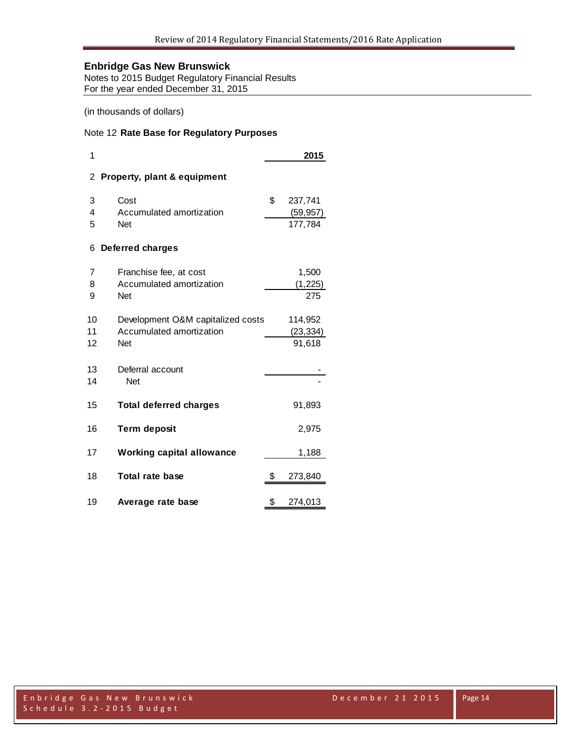**Enbridge Gas New Brunswick**
Notes to 2015 Budget Regulatory Financial Results
For the year ended December 31, 2015

(in thousands of dollars)

Note 12 **Rate Base for Regulatory Purposes**

| 1 | | 2015 |
|---|---|---|
| 2 | **Property, plant & equipment** | |
| 3 | Cost | $ 237,741 |
| 4 | Accumulated amortization | (59,957) |
| 5 | Net | 177,784 |
| 6 | **Deferred charges** | |
| 7 | Franchise fee, at cost | 1,500 |
| 8 | Accumulated amortization | (1,225) |
| 9 | Net | 275 |
| 10 | Development O&M capitalized costs | 114,952 |
| 11 | Accumulated amortization | (23,334) |
| 12 | Net | 91,618 |
| 13 | Deferral account | - |
| 14 | Net | - |
| 15 | **Total deferred charges** | 91,893 |
| 16 | **Term deposit** | 2,975 |
| 17 | **Working capital allowance** | 1,188 |
| 18 | **Total rate base** | $ 273,840 |
| 19 | **Average rate base** | $ 274,013 |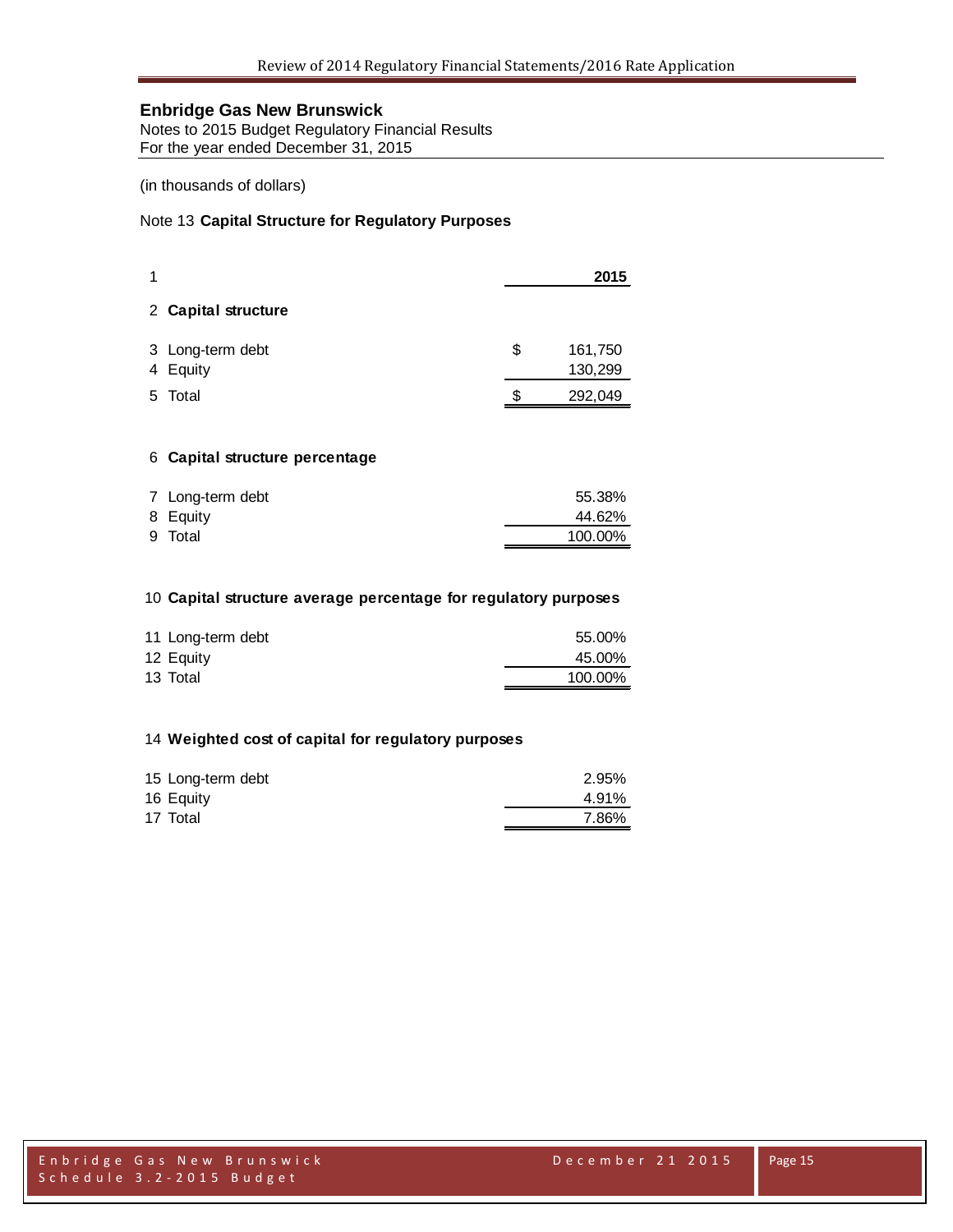## Enbridge Gas New Brunswick

Notes to 2015 Budget Regulatory Financial Results
For the year ended December 31, 2015

(in thousands of dollars)

### Note 13 **Capital Structure for Regulatory Purposes**

| Line | | | 2015 |
|---|---|---|---|
| 1 | | | |
| 2 | **Capital structure** | | |
| 3 | Long-term debt | $ | 161,750 |
| 4 | Equity | | 130,299 |
| 5 | Total | $ | 292,049 |
| 6 | **Capital structure percentage** | | |
| 7 | Long-term debt | | 55.38% |
| 8 | Equity | | 44.62% |
| 9 | Total | | 100.00% |
| 10 | **Capital structure average percentage for regulatory purposes** | | |
| 11 | Long-term debt | | 55.00% |
| 12 | Equity | | 45.00% |
| 13 | Total | | 100.00% |
| 14 | **Weighted cost of capital for regulatory purposes** | | |
| 15 | Long-term debt | | 2.95% |
| 16 | Equity | | 4.91% |
| 17 | Total | | 7.86% |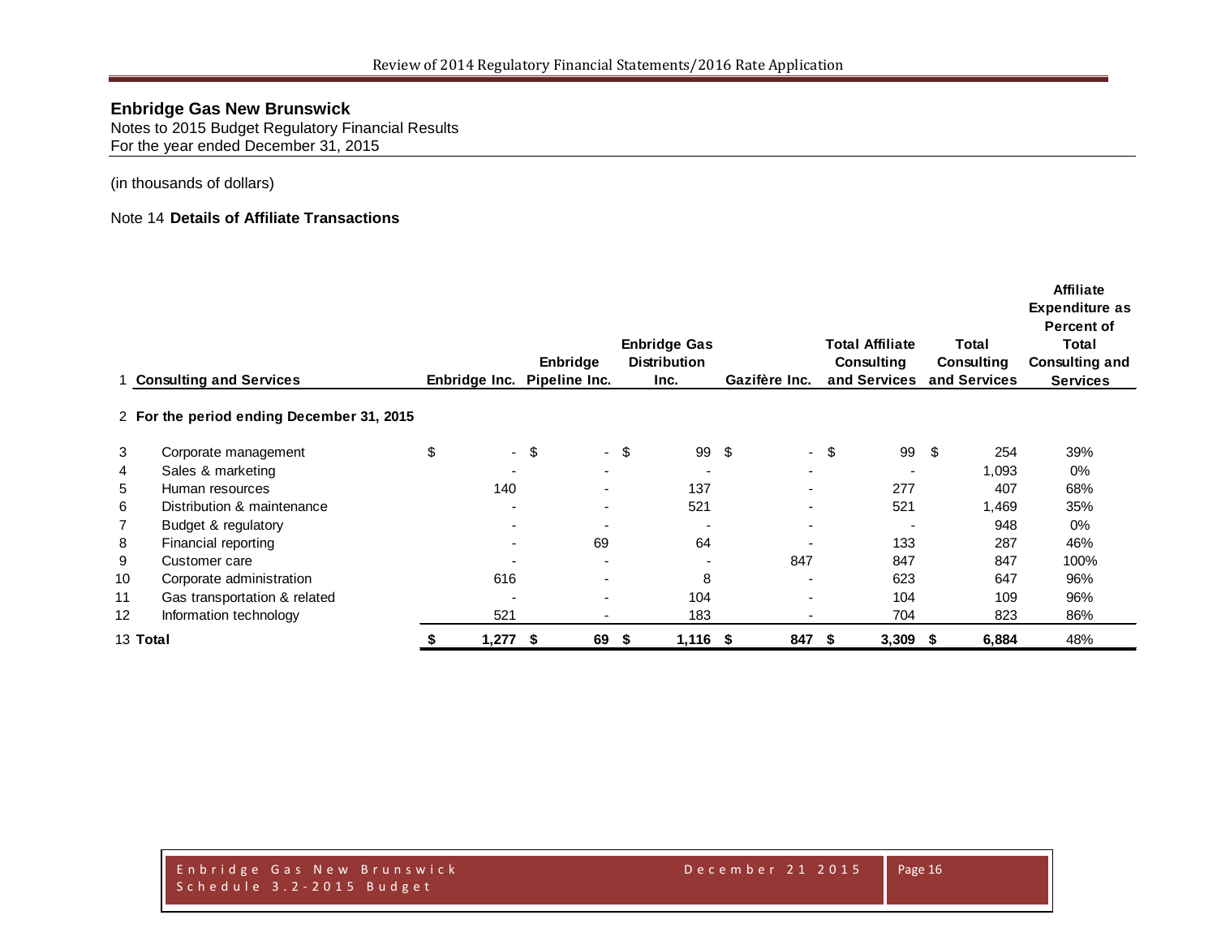**Enbridge Gas New Brunswick**

Notes to 2015 Budget Regulatory Financial Results
For the year ended December 31, 2015

(in thousands of dollars)

Note 14 **Details of Affiliate Transactions**

| | | Enbridge Inc. | Enbridge Pipeline Inc. | Enbridge Gas Distribution Inc. | Gazifère Inc. | Total Affiliate Consulting and Services | Total Consulting and Services | Affiliate Expenditure as Percent of Total Consulting and Services |
|---|---|---|---|---|---|---|---|---|
| 1 | **Consulting and Services** | | | | | | | |
| 2 | **For the period ending December 31, 2015** | | | | | | | |
| 3 | Corporate management | $ - | $ - | $ 99 | $ - | $ 99 | $ 254 | 39% |
| 4 | Sales & marketing | - | - | - | - | - | 1,093 | 0% |
| 5 | Human resources | 140 | - | 137 | - | 277 | 407 | 68% |
| 6 | Distribution & maintenance | - | - | 521 | - | 521 | 1,469 | 35% |
| 7 | Budget & regulatory | - | - | - | - | - | 948 | 0% |
| 8 | Financial reporting | - | 69 | 64 | - | 133 | 287 | 46% |
| 9 | Customer care | - | - | - | 847 | 847 | 847 | 100% |
| 10 | Corporate administration | 616 | - | 8 | - | 623 | 647 | 96% |
| 11 | Gas transportation & related | - | - | 104 | - | 104 | 109 | 96% |
| 12 | Information technology | 521 | - | 183 | - | 704 | 823 | 86% |
| 13 | **Total** | **$ 1,277** | **$ 69** | **$ 1,116** | **$ 847** | **$ 3,309** | **$ 6,884** | 48% |